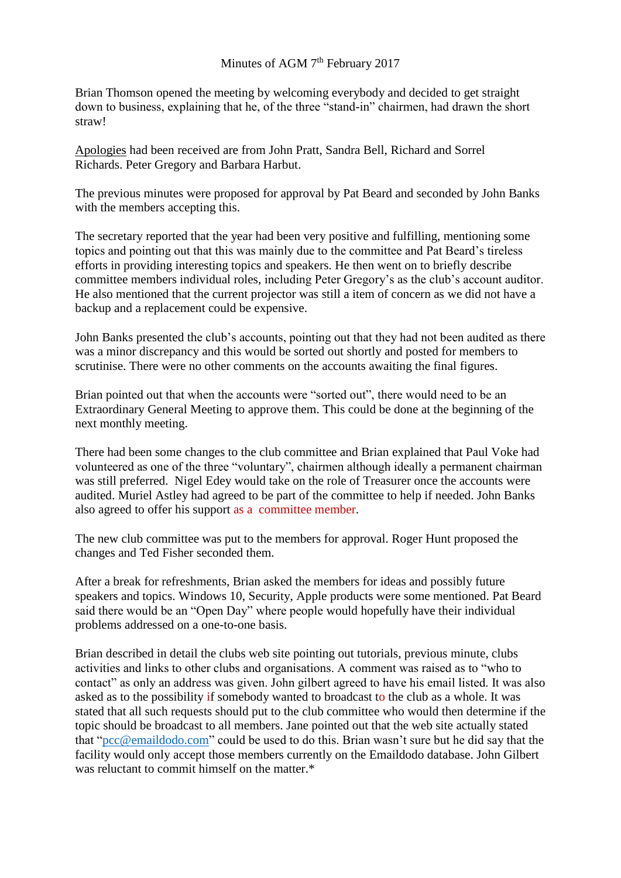# Minutes of AGM 7th February 2017

Brian Thomson opened the meeting by welcoming everybody and decided to get straight down to business, explaining that he, of the three "stand-in" chairmen, had drawn the short straw!

Apologies had been received are from John Pratt, Sandra Bell, Richard and Sorrel Richards. Peter Gregory and Barbara Harbut.

The previous minutes were proposed for approval by Pat Beard and seconded by John Banks with the members accepting this.

The secretary reported that the year had been very positive and fulfilling, mentioning some topics and pointing out that this was mainly due to the committee and Pat Beard's tireless efforts in providing interesting topics and speakers. He then went on to briefly describe committee members individual roles, including Peter Gregory's as the club's account auditor. He also mentioned that the current projector was still a item of concern as we did not have a backup and a replacement could be expensive.

John Banks presented the club's accounts, pointing out that they had not been audited as there was a minor discrepancy and this would be sorted out shortly and posted for members to scrutinise. There were no other comments on the accounts awaiting the final figures.

Brian pointed out that when the accounts were "sorted out", there would need to be an Extraordinary General Meeting to approve them. This could be done at the beginning of the next monthly meeting.

There had been some changes to the club committee and Brian explained that Paul Voke had volunteered as one of the three "voluntary", chairmen although ideally a permanent chairman was still preferred. Nigel Edey would take on the role of Treasurer once the accounts were audited. Muriel Astley had agreed to be part of the committee to help if needed. John Banks also agreed to offer his support as a committee member.

The new club committee was put to the members for approval. Roger Hunt proposed the changes and Ted Fisher seconded them.

After a break for refreshments, Brian asked the members for ideas and possibly future speakers and topics. Windows 10, Security, Apple products were some mentioned. Pat Beard said there would be an "Open Day" where people would hopefully have their individual problems addressed on a one-to-one basis.

Brian described in detail the clubs web site pointing out tutorials, previous minute, clubs activities and links to other clubs and organisations. A comment was raised as to "who to contact" as only an address was given. John gilbert agreed to have his email listed. It was also asked as to the possibility if somebody wanted to broadcast to the club as a whole. It was stated that all such requests should put to the club committee who would then determine if the topic should be broadcast to all members. Jane pointed out that the web site actually stated that "pcc@emaildodo.com" could be used to do this. Brian wasn't sure but he did say that the facility would only accept those members currently on the Emaildodo database. John Gilbert was reluctant to commit himself on the matter.*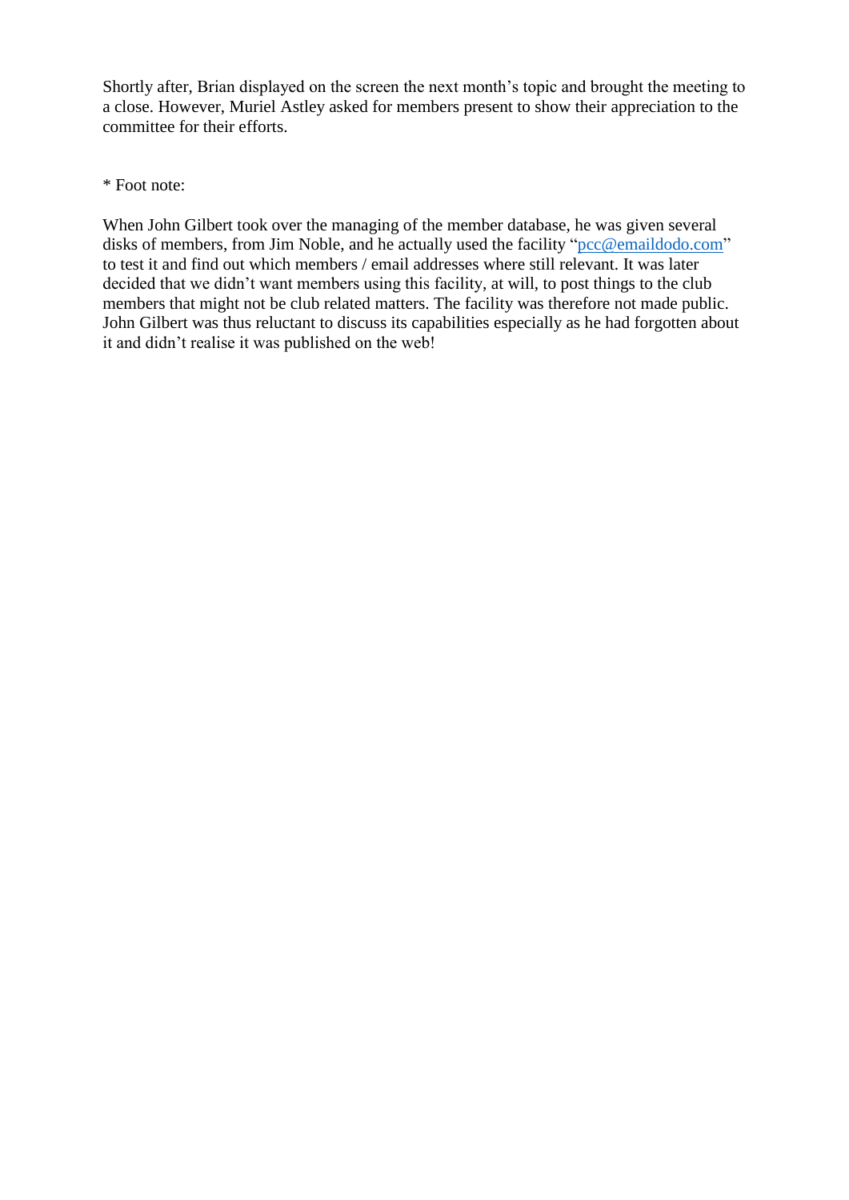Shortly after, Brian displayed on the screen the next month's topic and brought the meeting to a close. However, Muriel Astley asked for members present to show their appreciation to the committee for their efforts.

* Foot note:

When John Gilbert took over the managing of the member database, he was given several disks of members, from Jim Noble, and he actually used the facility "pcc@emaildodo.com" to test it and find out which members / email addresses where still relevant. It was later decided that we didn't want members using this facility, at will, to post things to the club members that might not be club related matters. The facility was therefore not made public. John Gilbert was thus reluctant to discuss its capabilities especially as he had forgotten about it and didn't realise it was published on the web!